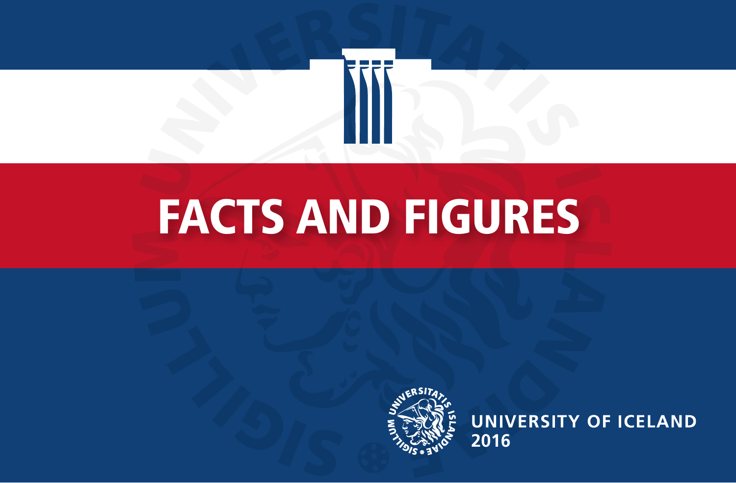# FACTS AND FIGURES

UNIVERSITY OF ICELAND
2016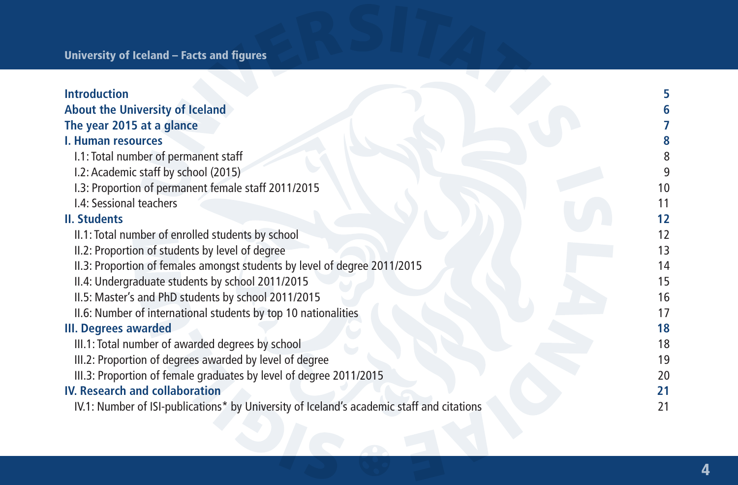| | |
|---|---|
| **Introduction** | **5** |
| **About the University of Iceland** | **6** |
| **The year 2015 at a glance** | **7** |
| **I. Human resources** | **8** |
| I.1: Total number of permanent staff | 8 |
| I.2: Academic staff by school (2015) | 9 |
| I.3: Proportion of permanent female staff 2011/2015 | 10 |
| I.4: Sessional teachers | 11 |
| **II. Students** | **12** |
| II.1: Total number of enrolled students by school | 12 |
| II.2: Proportion of students by level of degree | 13 |
| II.3: Proportion of females amongst students by level of degree 2011/2015 | 14 |
| II.4: Undergraduate students by school 2011/2015 | 15 |
| II.5: Master's and PhD students by school 2011/2015 | 16 |
| II.6: Number of international students by top 10 nationalities | 17 |
| **III. Degrees awarded** | **18** |
| III.1: Total number of awarded degrees by school | 18 |
| III.2: Proportion of degrees awarded by level of degree | 19 |
| III.3: Proportion of female graduates by level of degree 2011/2015 | 20 |
| **IV. Research and collaboration** | **21** |
| IV.1: Number of ISI-publications* by University of Iceland's academic staff and citations | 21 |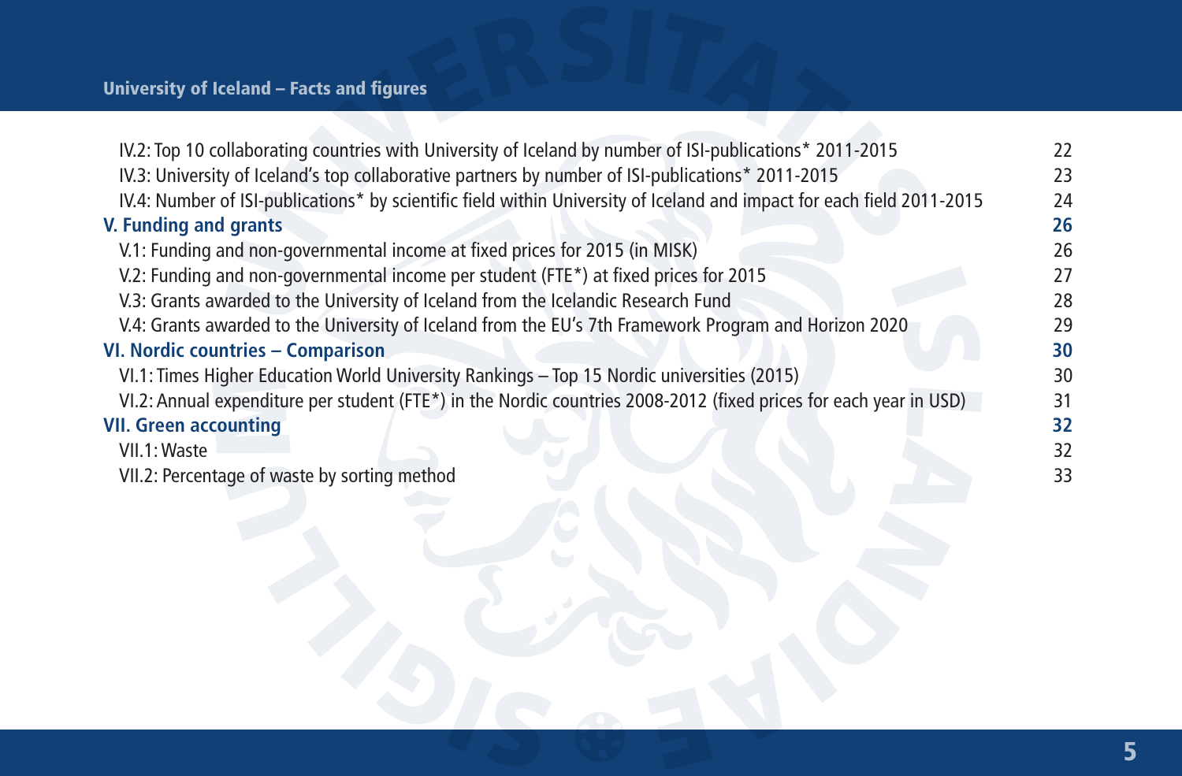IV.2: Top 10 collaborating countries with University of Iceland by number of ISI-publications* 2011-2015 22
IV.3: University of Iceland's top collaborative partners by number of ISI-publications* 2011-2015 23
IV.4: Number of ISI-publications* by scientific field within University of Iceland and impact for each field 2011-2015 24

**V. Funding and grants** **26**

V.1: Funding and non-governmental income at fixed prices for 2015 (in MISK) 26
V.2: Funding and non-governmental income per student (FTE*) at fixed prices for 2015 27
V.3: Grants awarded to the University of Iceland from the Icelandic Research Fund 28
V.4: Grants awarded to the University of Iceland from the EU's 7th Framework Program and Horizon 2020 29

**VI. Nordic countries – Comparison** **30**

VI.1: Times Higher Education World University Rankings – Top 15 Nordic universities (2015) 30
VI.2: Annual expenditure per student (FTE*) in the Nordic countries 2008-2012 (fixed prices for each year in USD) 31

**VII. Green accounting** **32**

VII.1: Waste 32
VII.2: Percentage of waste by sorting method 33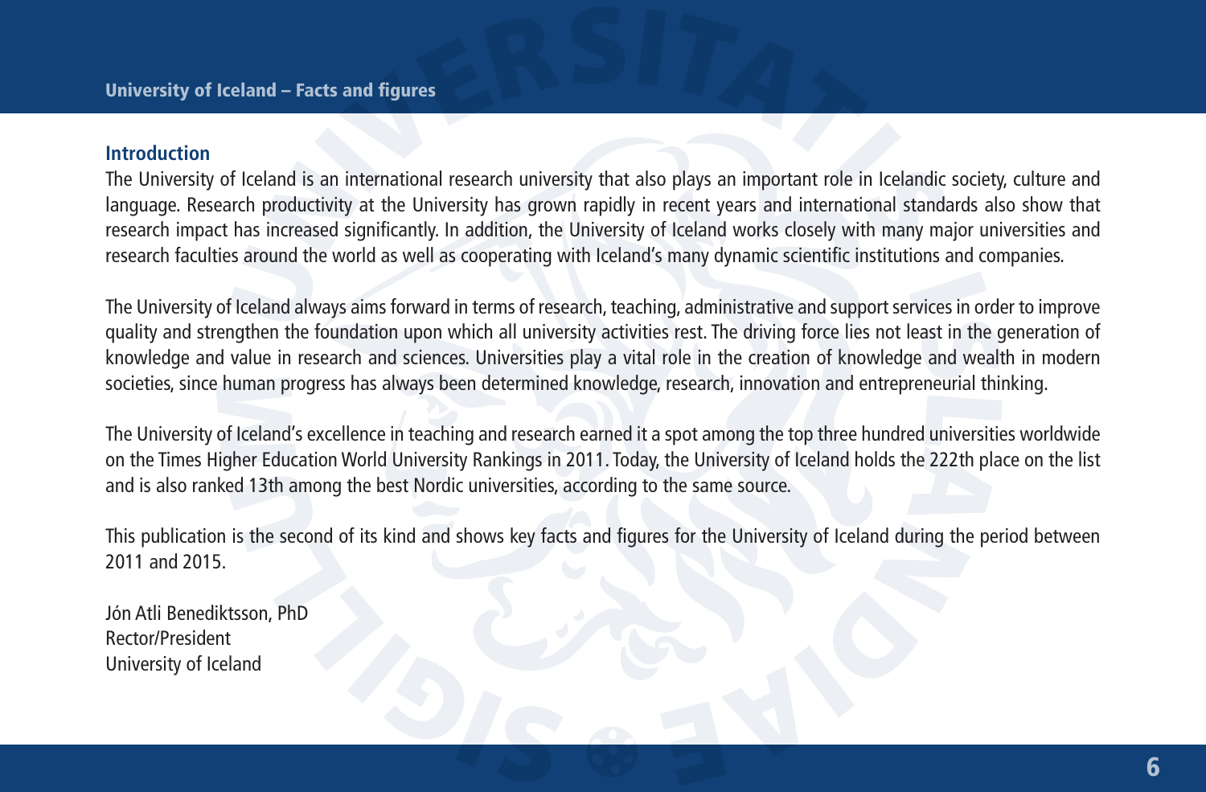## Introduction

The University of Iceland is an international research university that also plays an important role in Icelandic society, culture and language. Research productivity at the University has grown rapidly in recent years and international standards also show that research impact has increased significantly. In addition, the University of Iceland works closely with many major universities and research faculties around the world as well as cooperating with Iceland's many dynamic scientific institutions and companies.

The University of Iceland always aims forward in terms of research, teaching, administrative and support services in order to improve quality and strengthen the foundation upon which all university activities rest. The driving force lies not least in the generation of knowledge and value in research and sciences. Universities play a vital role in the creation of knowledge and wealth in modern societies, since human progress has always been determined knowledge, research, innovation and entrepreneurial thinking.

The University of Iceland's excellence in teaching and research earned it a spot among the top three hundred universities worldwide on the Times Higher Education World University Rankings in 2011. Today, the University of Iceland holds the 222th place on the list and is also ranked 13th among the best Nordic universities, according to the same source.

This publication is the second of its kind and shows key facts and figures for the University of Iceland during the period between 2011 and 2015.

Jón Atli Benediktsson, PhD
Rector/President
University of Iceland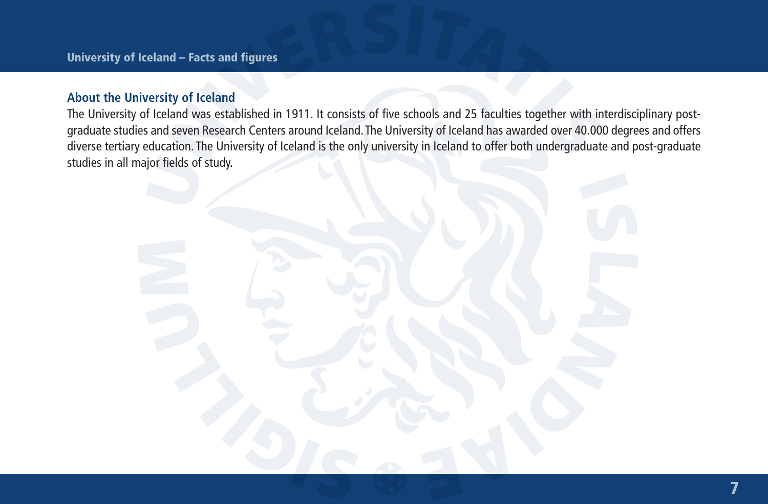## About the University of Iceland

The University of Iceland was established in 1911. It consists of five schools and 25 faculties together with interdisciplinary post-graduate studies and seven Research Centers around Iceland. The University of Iceland has awarded over 40.000 degrees and offers diverse tertiary education. The University of Iceland is the only university in Iceland to offer both undergraduate and post-graduate studies in all major fields of study.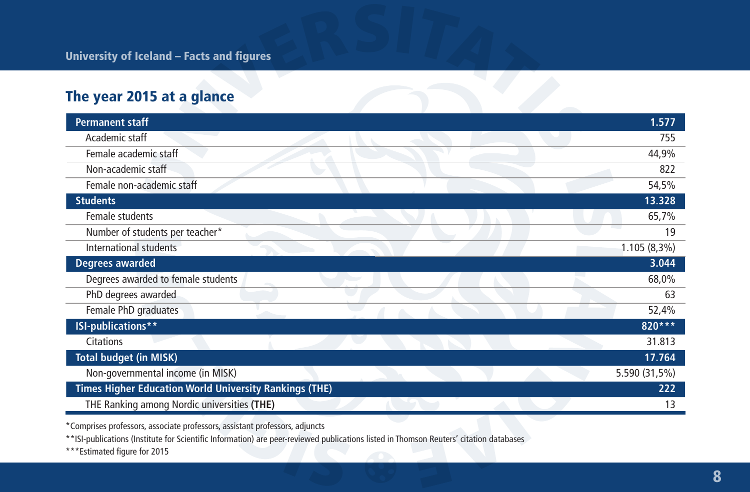## The year 2015 at a glance

| **Permanent staff** | **1.577** |
|---|---|
| Academic staff | 755 |
| Female academic staff | 44,9% |
| Non-academic staff | 822 |
| Female non-academic staff | 54,5% |
| **Students** | **13.328** |
| Female students | 65,7% |
| Number of students per teacher* | 19 |
| International students | 1.105 (8,3%) |
| **Degrees awarded** | **3.044** |
| Degrees awarded to female students | 68,0% |
| PhD degrees awarded | 63 |
| Female PhD graduates | 52,4% |
| **ISI-publications**** | **820***** |
| Citations | 31.813 |
| **Total budget (in MISK)** | **17.764** |
| Non-governmental income (in MISK) | 5.590 (31,5%) |
| **Times Higher Education World University Rankings (THE)** | **222** |
| THE Ranking among Nordic universities **(THE)** | 13 |

*Comprises professors, associate professors, assistant professors, adjuncts

**ISI-publications (Institute for Scientific Information) are peer-reviewed publications listed in Thomson Reuters' citation databases

***Estimated figure for 2015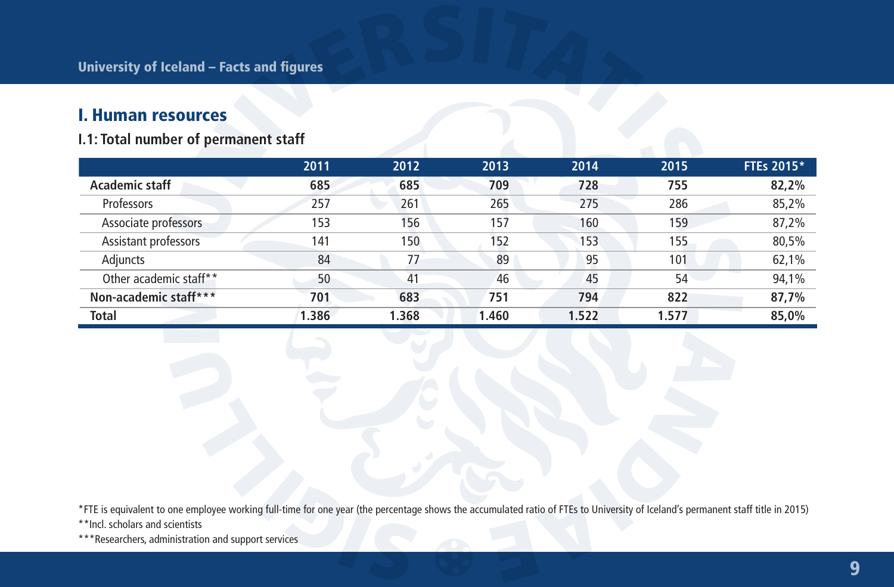# I. Human resources

## I.1: Total number of permanent staff

| | 2011 | 2012 | 2013 | 2014 | 2015 | FTEs 2015* |
|---|---|---|---|---|---|---|
| **Academic staff** | **685** | **685** | **709** | **728** | **755** | **82,2%** |
| Professors | 257 | 261 | 265 | 275 | 286 | 85,2% |
| Associate professors | 153 | 156 | 157 | 160 | 159 | 87,2% |
| Assistant professors | 141 | 150 | 152 | 153 | 155 | 80,5% |
| Adjuncts | 84 | 77 | 89 | 95 | 101 | 62,1% |
| Other academic staff** | 50 | 41 | 46 | 45 | 54 | 94,1% |
| **Non-academic staff*** ** | **701** | **683** | **751** | **794** | **822** | **87,7%** |
| **Total** | **1.386** | **1.368** | **1.460** | **1.522** | **1.577** | **85,0%** |

*FTE is equivalent to one employee working full-time for one year (the percentage shows the accumulated ratio of FTEs to University of Iceland's permanent staff title in 2015)

**Incl. scholars and scientists

***Researchers, administration and support services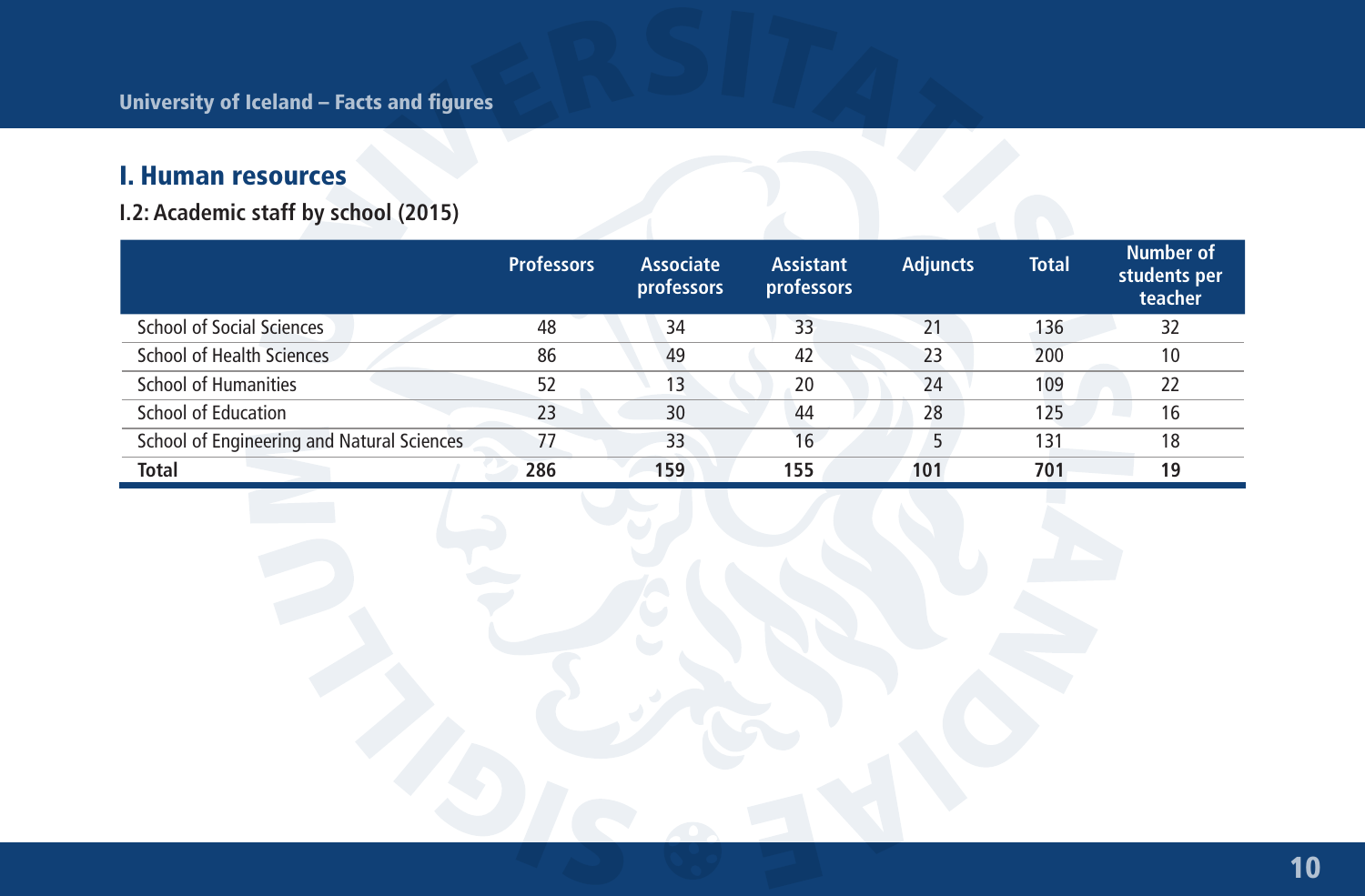## I. Human resources

### I.2: Academic staff by school (2015)

| | Professors | Associate professors | Assistant professors | Adjuncts | Total | Number of students per teacher |
|---|---|---|---|---|---|---|
| School of Social Sciences | 48 | 34 | 33 | 21 | 136 | 32 |
| School of Health Sciences | 86 | 49 | 42 | 23 | 200 | 10 |
| School of Humanities | 52 | 13 | 20 | 24 | 109 | 22 |
| School of Education | 23 | 30 | 44 | 28 | 125 | 16 |
| School of Engineering and Natural Sciences | 77 | 33 | 16 | 5 | 131 | 18 |
| **Total** | **286** | **159** | **155** | **101** | **701** | **19** |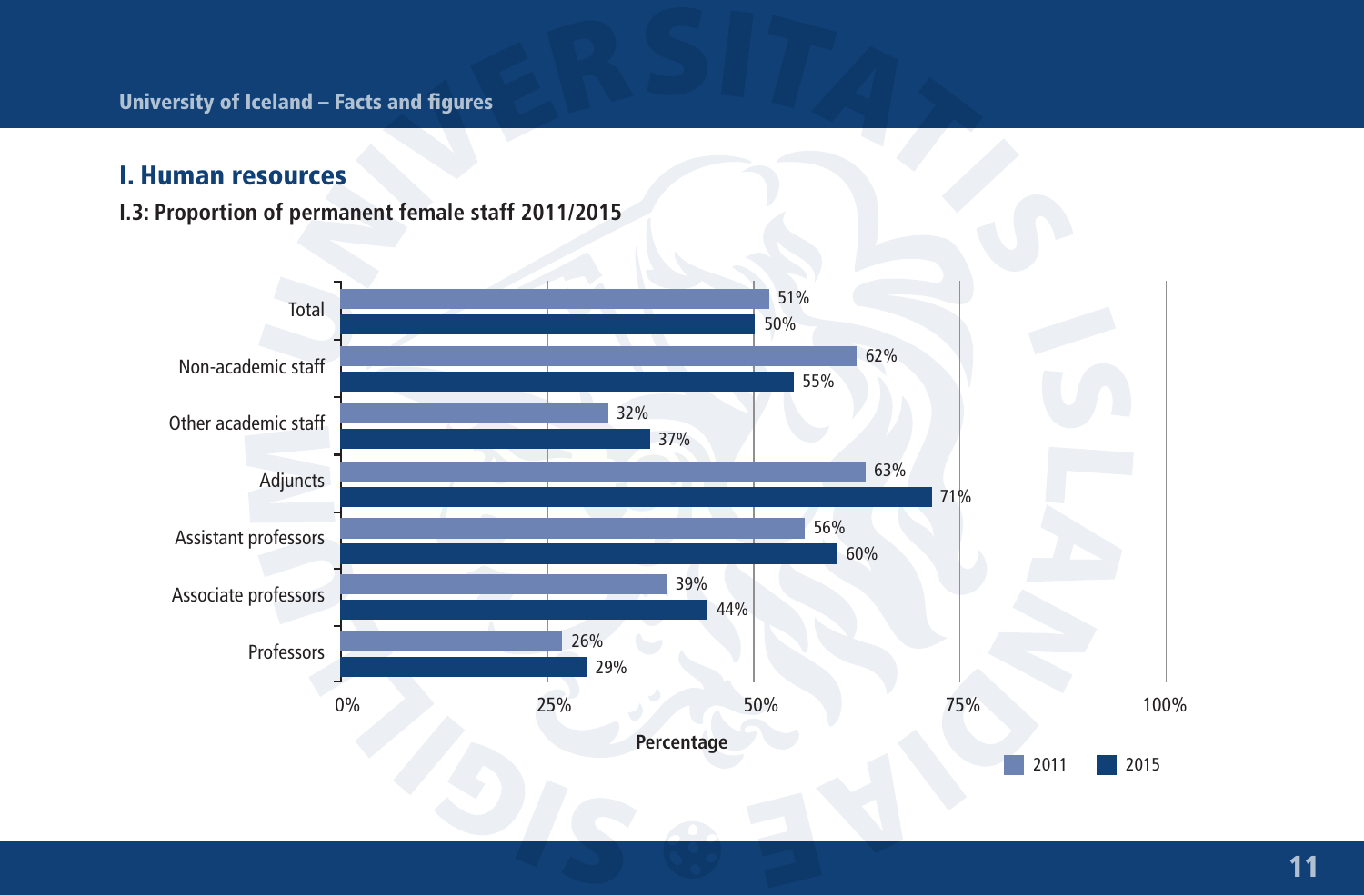## I. Human resources

**I.3: Proportion of permanent female staff 2011/2015**

| | 2011 | 2015 |
|---|---|---|
| Total | 51% | 50% |
| Non-academic staff | 62% | 55% |
| Other academic staff | 32% | 37% |
| Adjuncts | 63% | 71% |
| Assistant professors | 56% | 60% |
| Associate professors | 39% | 44% |
| Professors | 26% | 29% |

Percentage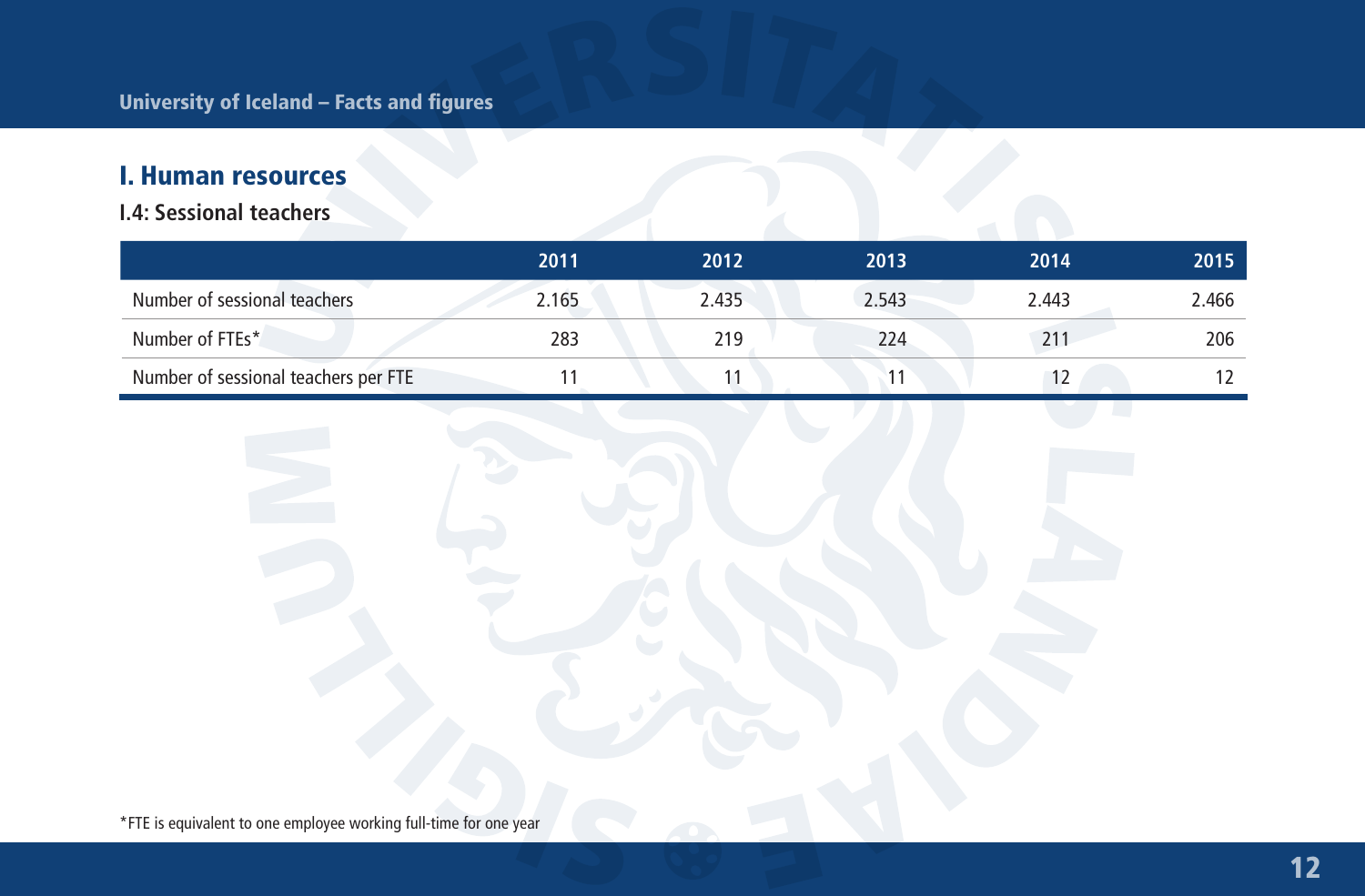# I. Human resources

## I.4: Sessional teachers

| | 2011 | 2012 | 2013 | 2014 | 2015 |
|---|---|---|---|---|---|
| Number of sessional teachers | 2.165 | 2.435 | 2.543 | 2.443 | 2.466 |
| Number of FTEs* | 283 | 219 | 224 | 211 | 206 |
| Number of sessional teachers per FTE | 11 | 11 | 11 | 12 | 12 |

*FTE is equivalent to one employee working full-time for one year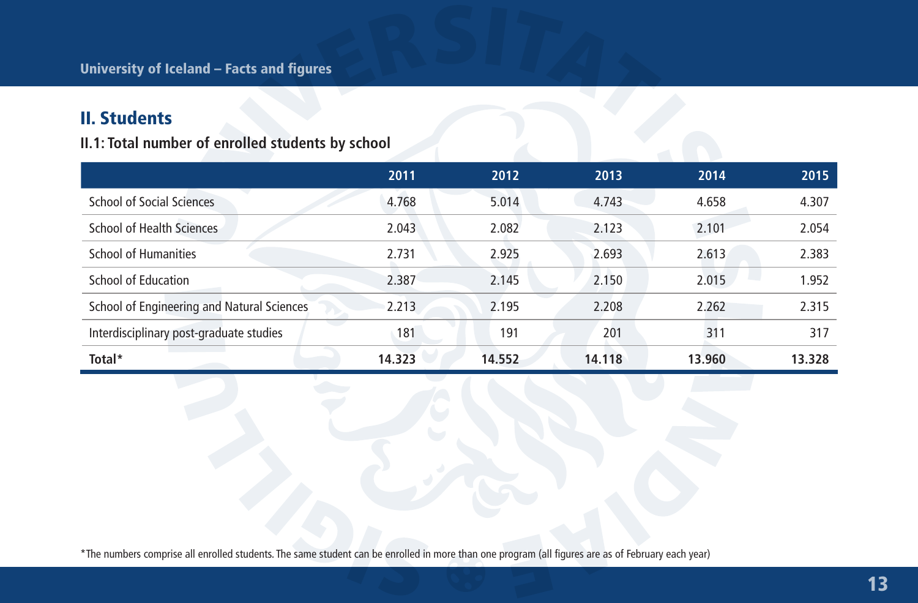## II. Students

### II.1: Total number of enrolled students by school

| | 2011 | 2012 | 2013 | 2014 | 2015 |
|---|---|---|---|---|---|
| School of Social Sciences | 4.768 | 5.014 | 4.743 | 4.658 | 4.307 |
| School of Health Sciences | 2.043 | 2.082 | 2.123 | 2.101 | 2.054 |
| School of Humanities | 2.731 | 2.925 | 2.693 | 2.613 | 2.383 |
| School of Education | 2.387 | 2.145 | 2.150 | 2.015 | 1.952 |
| School of Engineering and Natural Sciences | 2.213 | 2.195 | 2.208 | 2.262 | 2.315 |
| Interdisciplinary post-graduate studies | 181 | 191 | 201 | 311 | 317 |
| **Total*** | **14.323** | **14.552** | **14.118** | **13.960** | **13.328** |

*The numbers comprise all enrolled students. The same student can be enrolled in more than one program (all figures are as of February each year)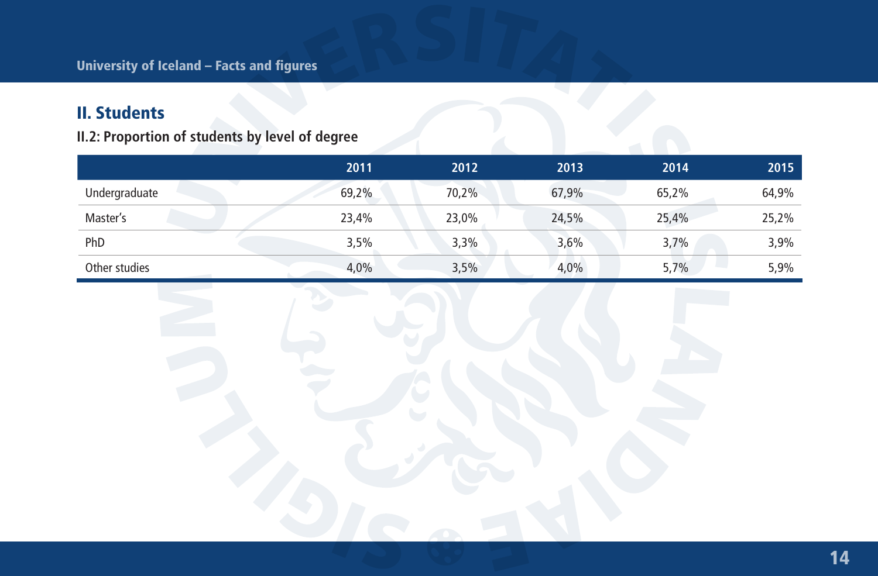## II. Students

### II.2: Proportion of students by level of degree

| | 2011 | 2012 | 2013 | 2014 | 2015 |
|---|---|---|---|---|---|
| Undergraduate | 69,2% | 70,2% | 67,9% | 65,2% | 64,9% |
| Master's | 23,4% | 23,0% | 24,5% | 25,4% | 25,2% |
| PhD | 3,5% | 3,3% | 3,6% | 3,7% | 3,9% |
| Other studies | 4,0% | 3,5% | 4,0% | 5,7% | 5,9% |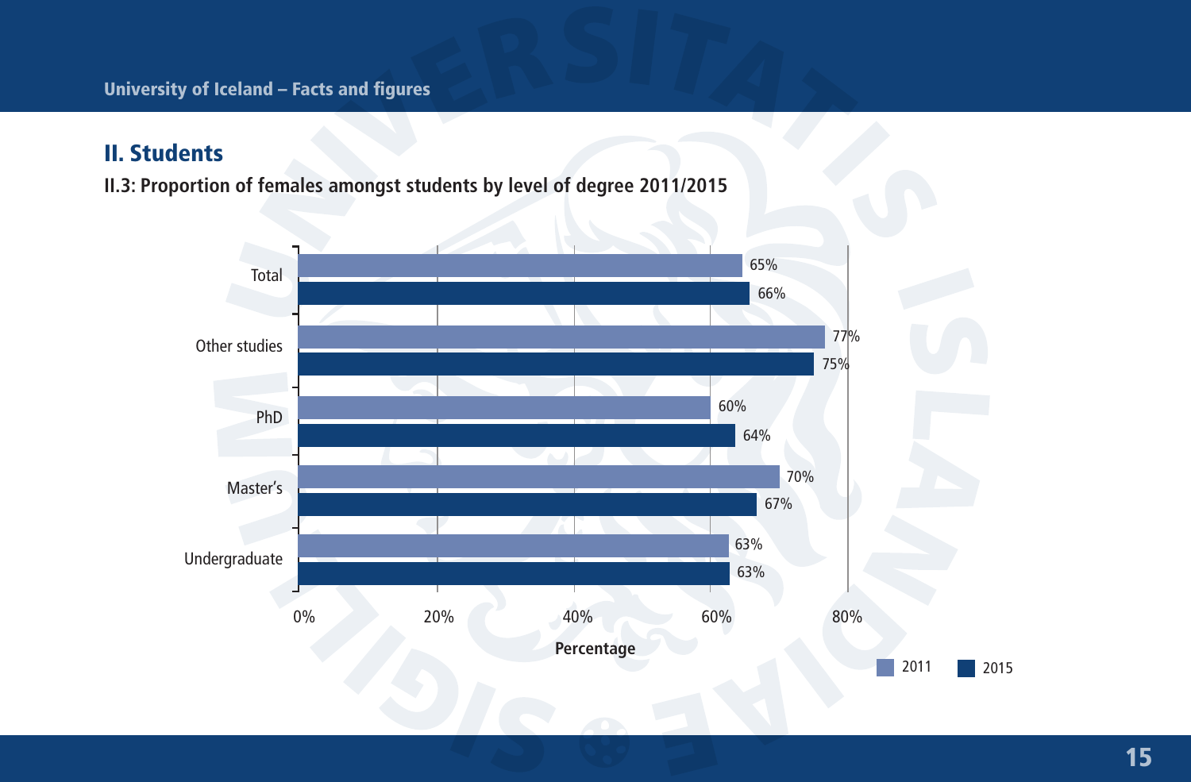## II. Students

**II.3: Proportion of females amongst students by level of degree 2011/2015**

| Level of degree | 2011 | 2015 |
|---|---|---|
| Total | 65% | 66% |
| Other studies | 77% | 75% |
| PhD | 60% | 64% |
| Master's | 70% | 67% |
| Undergraduate | 63% | 63% |

Percentage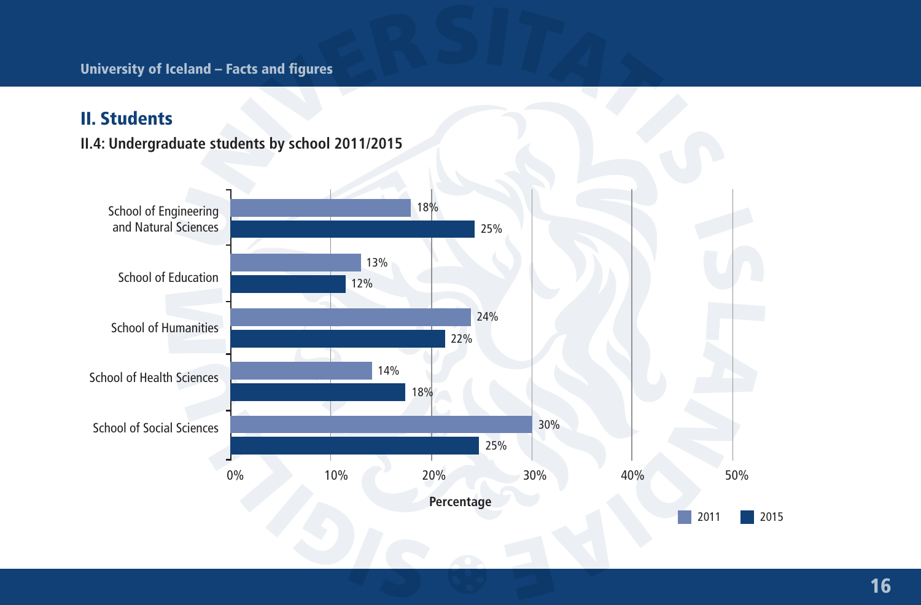## II. Students

### II.4: Undergraduate students by school 2011/2015

| School | 2011 | 2015 |
|---|---|---|
| School of Engineering and Natural Sciences | 18% | 25% |
| School of Education | 13% | 12% |
| School of Humanities | 24% | 22% |
| School of Health Sciences | 14% | 18% |
| School of Social Sciences | 30% | 25% |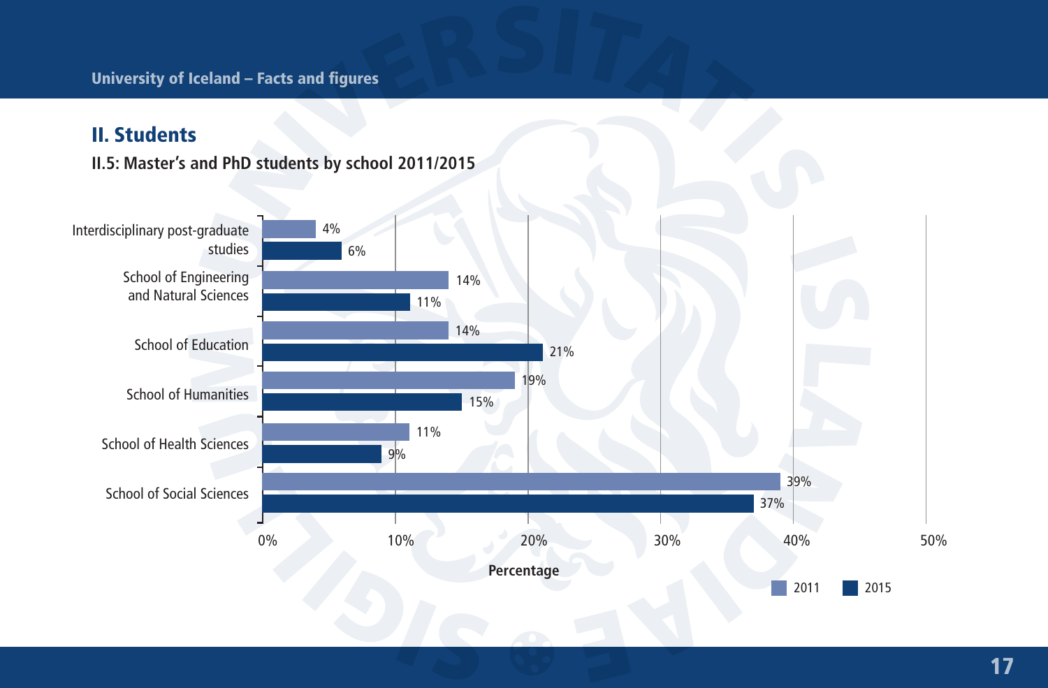## II. Students

**II.5: Master's and PhD students by school 2011/2015**

| School | 2011 | 2015 |
|---|---|---|
| Interdisciplinary post-graduate studies | 4% | 6% |
| School of Engineering and Natural Sciences | 14% | 11% |
| School of Education | 14% | 21% |
| School of Humanities | 19% | 15% |
| School of Health Sciences | 11% | 9% |
| School of Social Sciences | 39% | 37% |

Percentage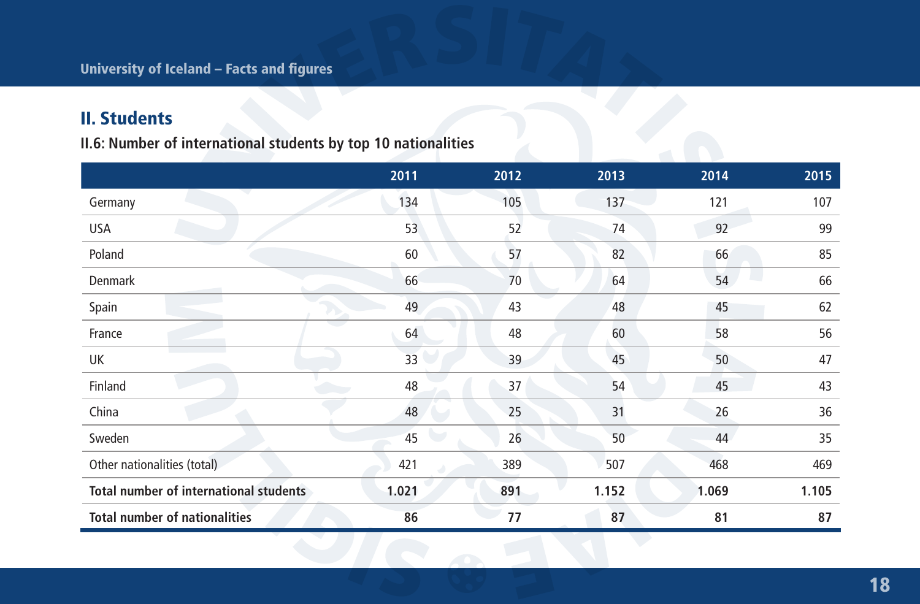## II. Students

### II.6: Number of international students by top 10 nationalities

| | 2011 | 2012 | 2013 | 2014 | 2015 |
|---|---|---|---|---|---|
| Germany | 134 | 105 | 137 | 121 | 107 |
| USA | 53 | 52 | 74 | 92 | 99 |
| Poland | 60 | 57 | 82 | 66 | 85 |
| Denmark | 66 | 70 | 64 | 54 | 66 |
| Spain | 49 | 43 | 48 | 45 | 62 |
| France | 64 | 48 | 60 | 58 | 56 |
| UK | 33 | 39 | 45 | 50 | 47 |
| Finland | 48 | 37 | 54 | 45 | 43 |
| China | 48 | 25 | 31 | 26 | 36 |
| Sweden | 45 | 26 | 50 | 44 | 35 |
| Other nationalities (total) | 421 | 389 | 507 | 468 | 469 |
| **Total number of international students** | **1.021** | **891** | **1.152** | **1.069** | **1.105** |
| **Total number of nationalities** | **86** | **77** | **87** | **81** | **87** |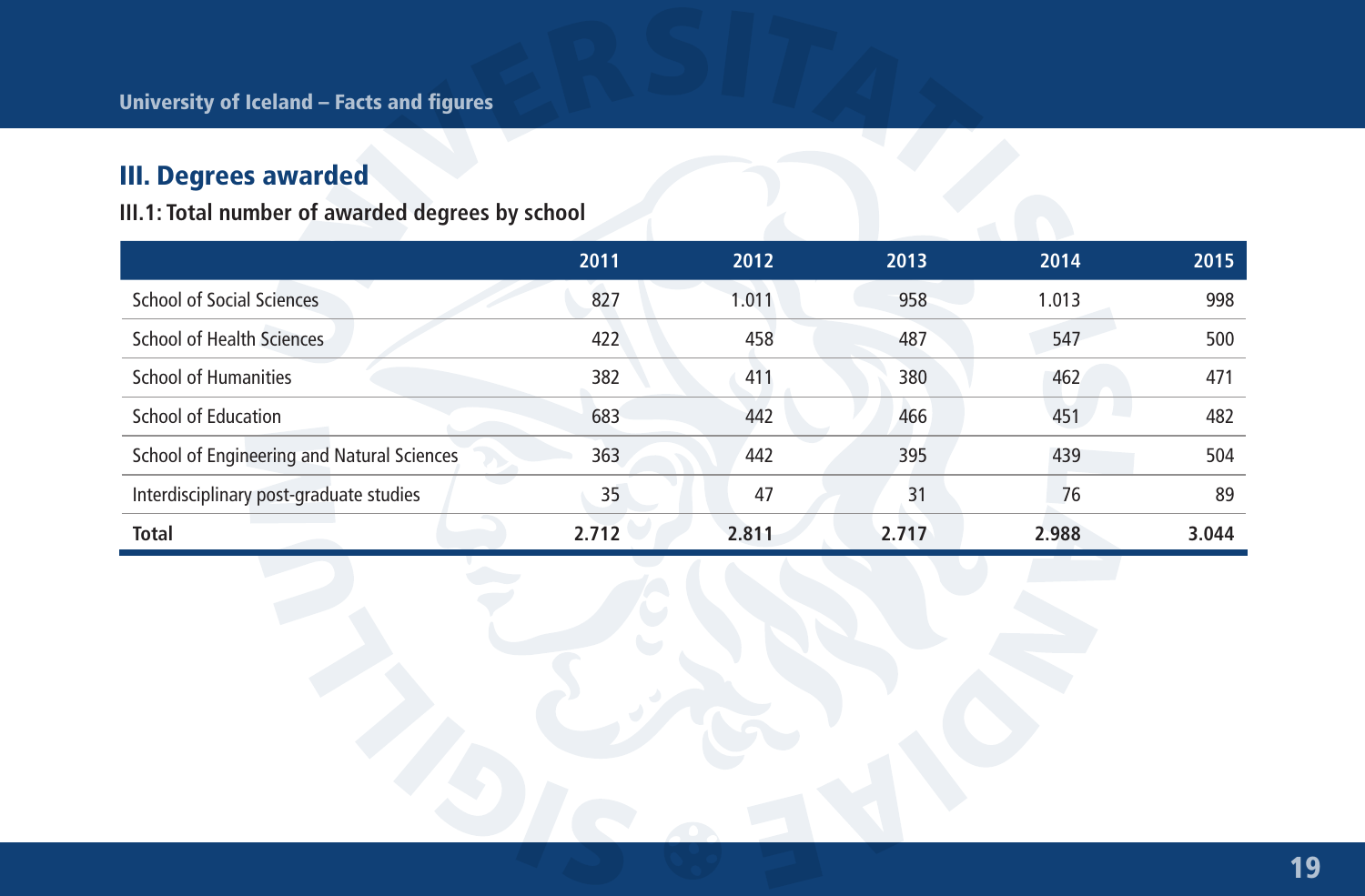## III. Degrees awarded

### III.1: Total number of awarded degrees by school

| | 2011 | 2012 | 2013 | 2014 | 2015 |
|---|---|---|---|---|---|
| School of Social Sciences | 827 | 1.011 | 958 | 1.013 | 998 |
| School of Health Sciences | 422 | 458 | 487 | 547 | 500 |
| School of Humanities | 382 | 411 | 380 | 462 | 471 |
| School of Education | 683 | 442 | 466 | 451 | 482 |
| School of Engineering and Natural Sciences | 363 | 442 | 395 | 439 | 504 |
| Interdisciplinary post-graduate studies | 35 | 47 | 31 | 76 | 89 |
| **Total** | **2.712** | **2.811** | **2.717** | **2.988** | **3.044** |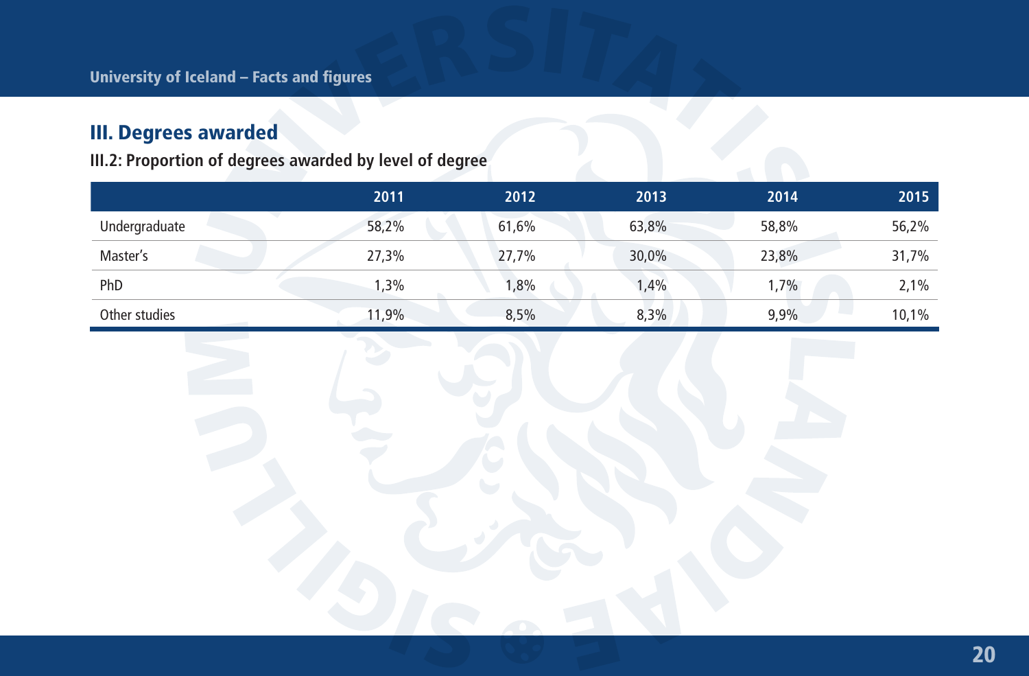## III. Degrees awarded

### III.2: Proportion of degrees awarded by level of degree

| | 2011 | 2012 | 2013 | 2014 | 2015 |
|---|---|---|---|---|---|
| Undergraduate | 58,2% | 61,6% | 63,8% | 58,8% | 56,2% |
| Master's | 27,3% | 27,7% | 30,0% | 23,8% | 31,7% |
| PhD | 1,3% | 1,8% | 1,4% | 1,7% | 2,1% |
| Other studies | 11,9% | 8,5% | 8,3% | 9,9% | 10,1% |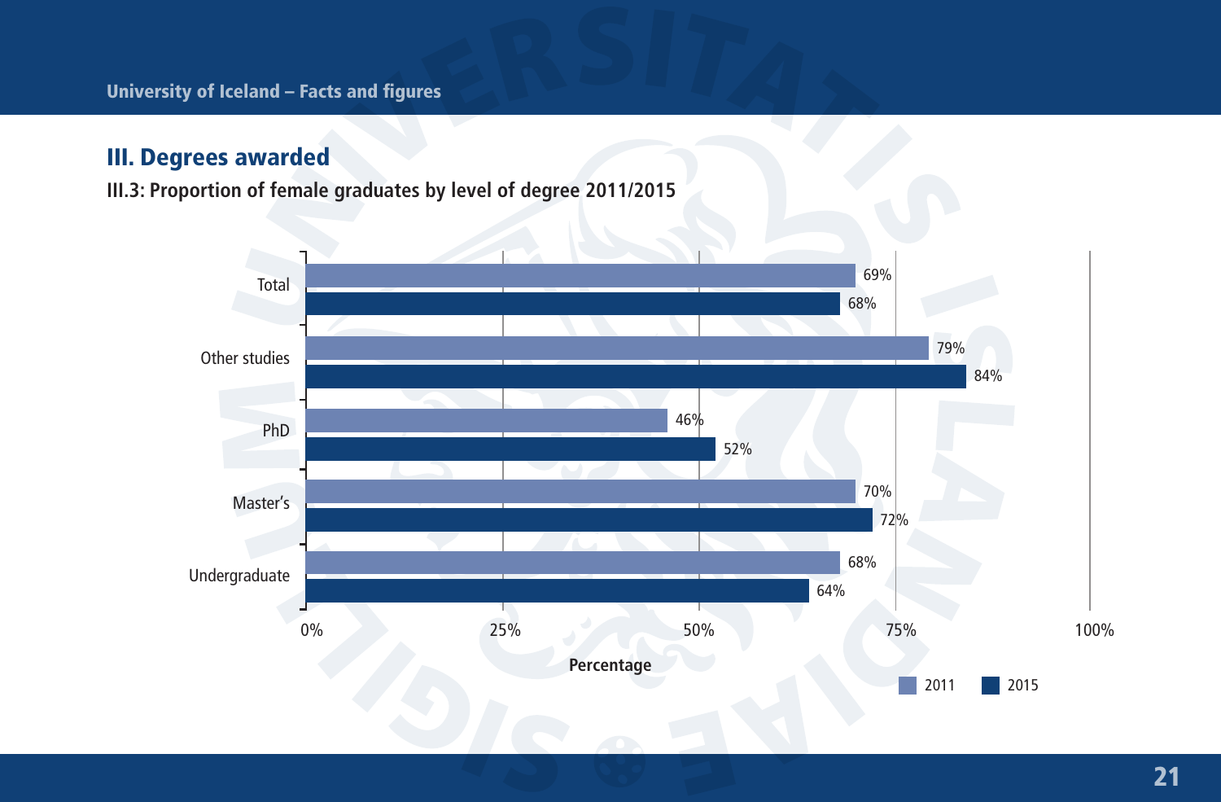## III. Degrees awarded

**III.3: Proportion of female graduates by level of degree 2011/2015**

| Level of degree | 2011 | 2015 |
|---|---|---|
| Total | 69% | 68% |
| Other studies | 79% | 84% |
| PhD | 46% | 52% |
| Master's | 70% | 72% |
| Undergraduate | 68% | 64% |

Percentage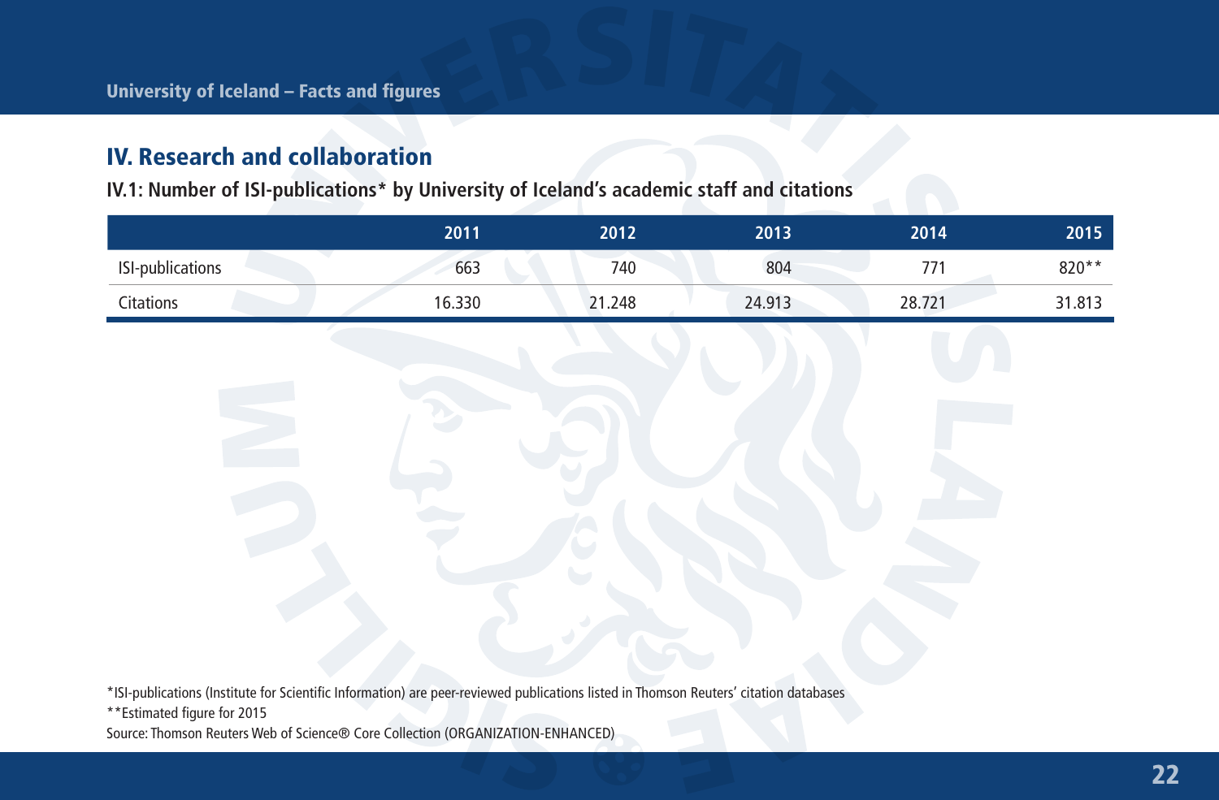## IV. Research and collaboration

### IV.1: Number of ISI-publications* by University of Iceland's academic staff and citations

| | 2011 | 2012 | 2013 | 2014 | 2015 |
|---|---|---|---|---|---|
| ISI-publications | 663 | 740 | 804 | 771 | 820** |
| Citations | 16.330 | 21.248 | 24.913 | 28.721 | 31.813 |

*ISI-publications (Institute for Scientific Information) are peer-reviewed publications listed in Thomson Reuters' citation databases

**Estimated figure for 2015

Source: Thomson Reuters Web of Science® Core Collection (ORGANIZATION-ENHANCED)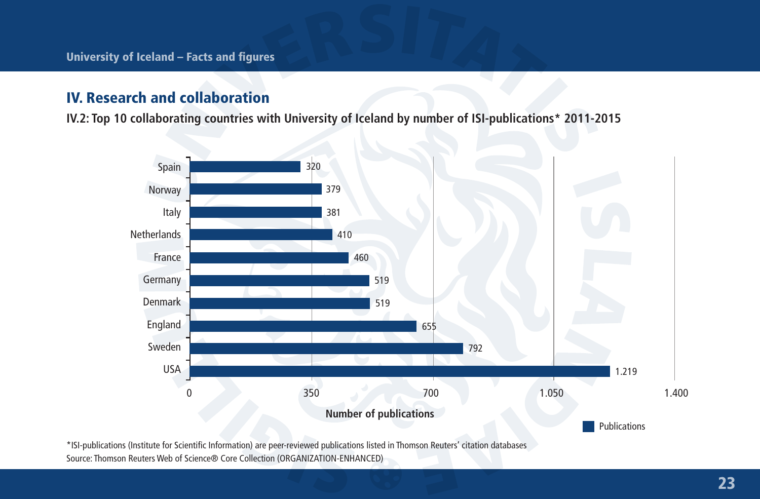## IV. Research and collaboration

**IV.2: Top 10 collaborating countries with University of Iceland by number of ISI-publications* 2011-2015**

| Country | Publications |
|---|---|
| Spain | 320 |
| Norway | 379 |
| Italy | 381 |
| Netherlands | 410 |
| France | 460 |
| Germany | 519 |
| Denmark | 519 |
| England | 655 |
| Sweden | 792 |
| USA | 1.219 |

Number of publications

*ISI-publications (Institute for Scientific Information) are peer-reviewed publications listed in Thomson Reuters' citation databases

Source: Thomson Reuters Web of Science® Core Collection (ORGANIZATION-ENHANCED)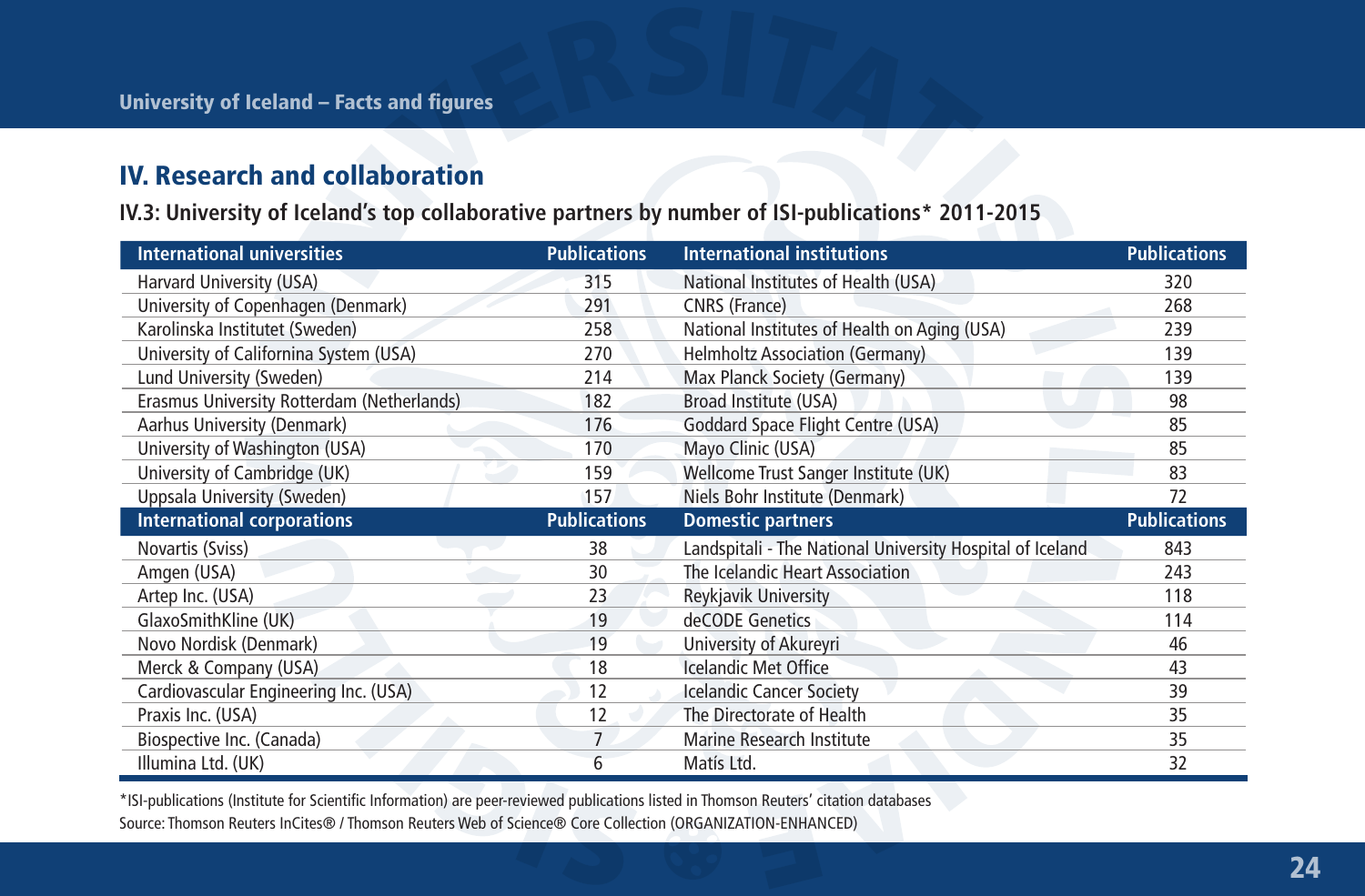## IV. Research and collaboration

### IV.3: University of Iceland's top collaborative partners by number of ISI-publications* 2011-2015

| International universities | Publications | International institutions | Publications |
|---|---|---|---|
| Harvard University (USA) | 315 | National Institutes of Health (USA) | 320 |
| University of Copenhagen (Denmark) | 291 | CNRS (France) | 268 |
| Karolinska Institutet (Sweden) | 258 | National Institutes of Health on Aging (USA) | 239 |
| University of Califormina System (USA) | 270 | Helmholtz Association (Germany) | 139 |
| Lund University (Sweden) | 214 | Max Planck Society (Germany) | 139 |
| Erasmus University Rotterdam (Netherlands) | 182 | Broad Institute (USA) | 98 |
| Aarhus University (Denmark) | 176 | Goddard Space Flight Centre (USA) | 85 |
| University of Washington (USA) | 170 | Mayo Clinic (USA) | 85 |
| University of Cambridge (UK) | 159 | Wellcome Trust Sanger Institute (UK) | 83 |
| Uppsala University (Sweden) | 157 | Niels Bohr Institute (Denmark) | 72 |
| **International corporations** | **Publications** | **Domestic partners** | **Publications** |
| Novartis (Sviss) | 38 | Landspitali - The National University Hospital of Iceland | 843 |
| Amgen (USA) | 30 | The Icelandic Heart Association | 243 |
| Artep Inc. (USA) | 23 | Reykjavik University | 118 |
| GlaxoSmithKline (UK) | 19 | deCODE Genetics | 114 |
| Novo Nordisk (Denmark) | 19 | University of Akureyri | 46 |
| Merck & Company (USA) | 18 | Icelandic Met Office | 43 |
| Cardiovascular Engineering Inc. (USA) | 12 | Icelandic Cancer Society | 39 |
| Praxis Inc. (USA) | 12 | The Directorate of Health | 35 |
| Biospective Inc. (Canada) | 7 | Marine Research Institute | 35 |
| Illumina Ltd. (UK) | 6 | Matís Ltd. | 32 |

*ISI-publications (Institute for Scientific Information) are peer-reviewed publications listed in Thomson Reuters' citation databases

Source: Thomson Reuters InCites® / Thomson Reuters Web of Science® Core Collection (ORGANIZATION-ENHANCED)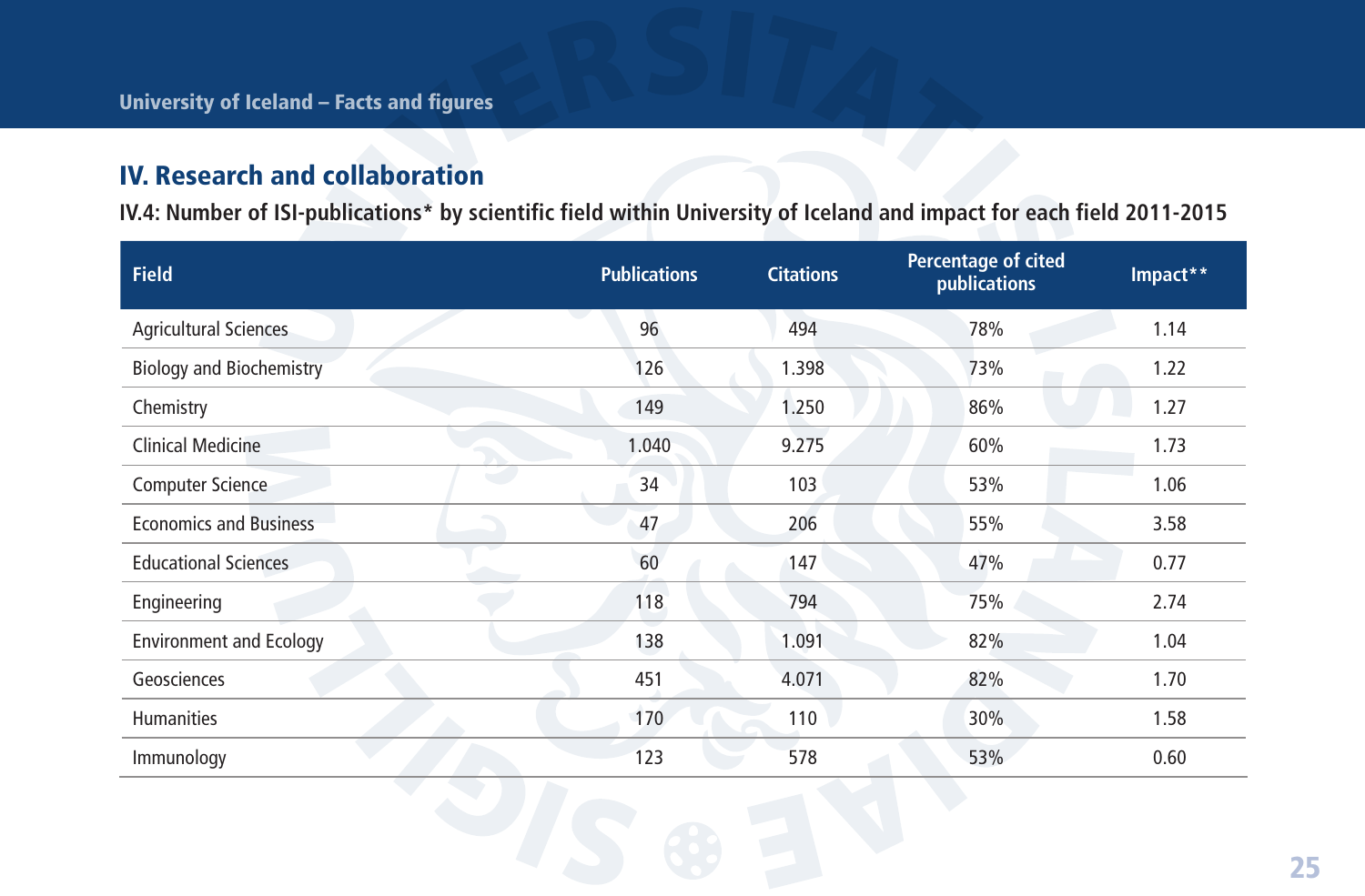## IV. Research and collaboration

### IV.4: Number of ISI-publications* by scientific field within University of Iceland and impact for each field 2011-2015

| Field | Publications | Citations | Percentage of cited publications | Impact** |
|---|---|---|---|---|
| Agricultural Sciences | 96 | 494 | 78% | 1.14 |
| Biology and Biochemistry | 126 | 1.398 | 73% | 1.22 |
| Chemistry | 149 | 1.250 | 86% | 1.27 |
| Clinical Medicine | 1.040 | 9.275 | 60% | 1.73 |
| Computer Science | 34 | 103 | 53% | 1.06 |
| Economics and Business | 47 | 206 | 55% | 3.58 |
| Educational Sciences | 60 | 147 | 47% | 0.77 |
| Engineering | 118 | 794 | 75% | 2.74 |
| Environment and Ecology | 138 | 1.091 | 82% | 1.04 |
| Geosciences | 451 | 4.071 | 82% | 1.70 |
| Humanities | 170 | 110 | 30% | 1.58 |
| Immunology | 123 | 578 | 53% | 0.60 |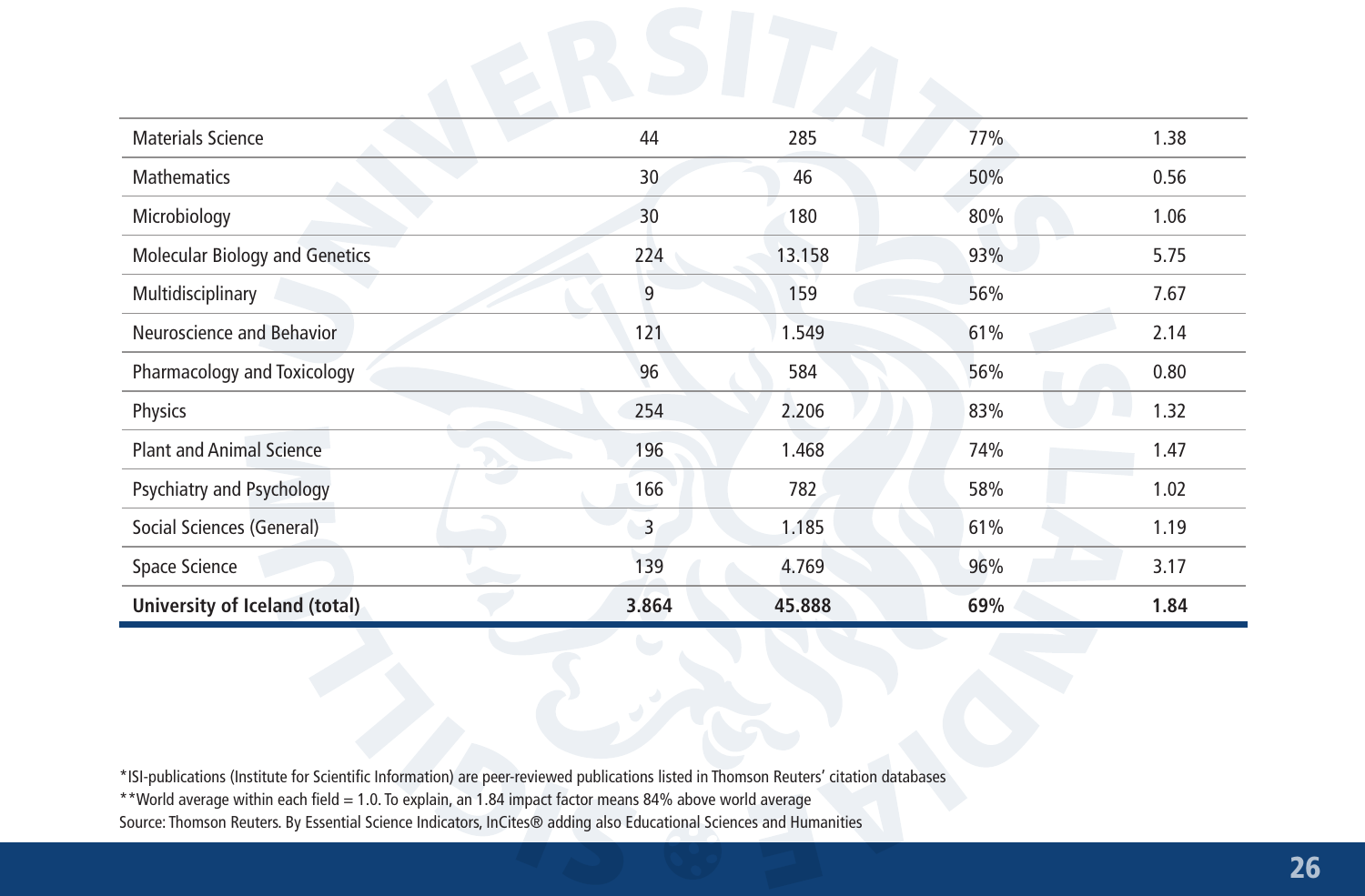| Materials Science | 44 | 285 | 77% | 1.38 |
|---|---|---|---|---|
| Mathematics | 30 | 46 | 50% | 0.56 |
| Microbiology | 30 | 180 | 80% | 1.06 |
| Molecular Biology and Genetics | 224 | 13.158 | 93% | 5.75 |
| Multidisciplinary | 9 | 159 | 56% | 7.67 |
| Neuroscience and Behavior | 121 | 1.549 | 61% | 2.14 |
| Pharmacology and Toxicology | 96 | 584 | 56% | 0.80 |
| Physics | 254 | 2.206 | 83% | 1.32 |
| Plant and Animal Science | 196 | 1.468 | 74% | 1.47 |
| Psychiatry and Psychology | 166 | 782 | 58% | 1.02 |
| Social Sciences (General) | 3 | 1.185 | 61% | 1.19 |
| Space Science | 139 | 4.769 | 96% | 3.17 |
| **University of Iceland (total)** | **3.864** | **45.888** | **69%** | **1.84** |

*ISI-publications (Institute for Scientific Information) are peer-reviewed publications listed in Thomson Reuters' citation databases

**World average within each field = 1.0. To explain, an 1.84 impact factor means 84% above world average

Source: Thomson Reuters. By Essential Science Indicators, InCites® adding also Educational Sciences and Humanities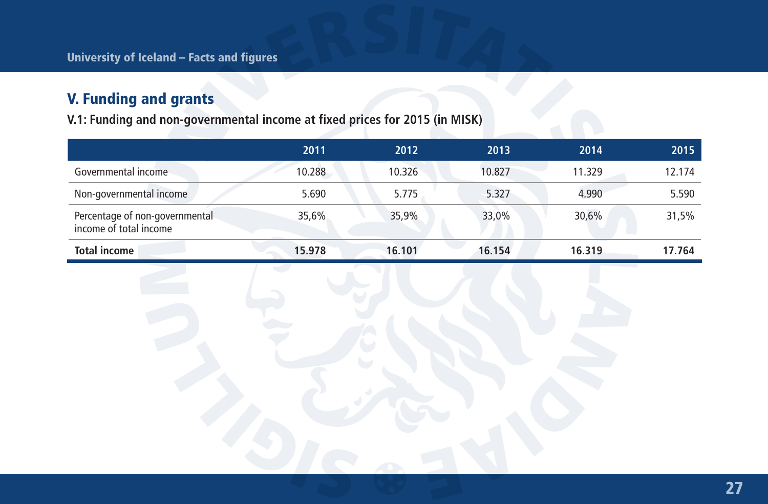## V. Funding and grants

### V.1: Funding and non-governmental income at fixed prices for 2015 (in MISK)

| | 2011 | 2012 | 2013 | 2014 | 2015 |
|---|---|---|---|---|---|
| Governmental income | 10.288 | 10.326 | 10.827 | 11.329 | 12.174 |
| Non-governmental income | 5.690 | 5.775 | 5.327 | 4.990 | 5.590 |
| Percentage of non-governmental income of total income | 35,6% | 35,9% | 33,0% | 30,6% | 31,5% |
| **Total income** | **15.978** | **16.101** | **16.154** | **16.319** | **17.764** |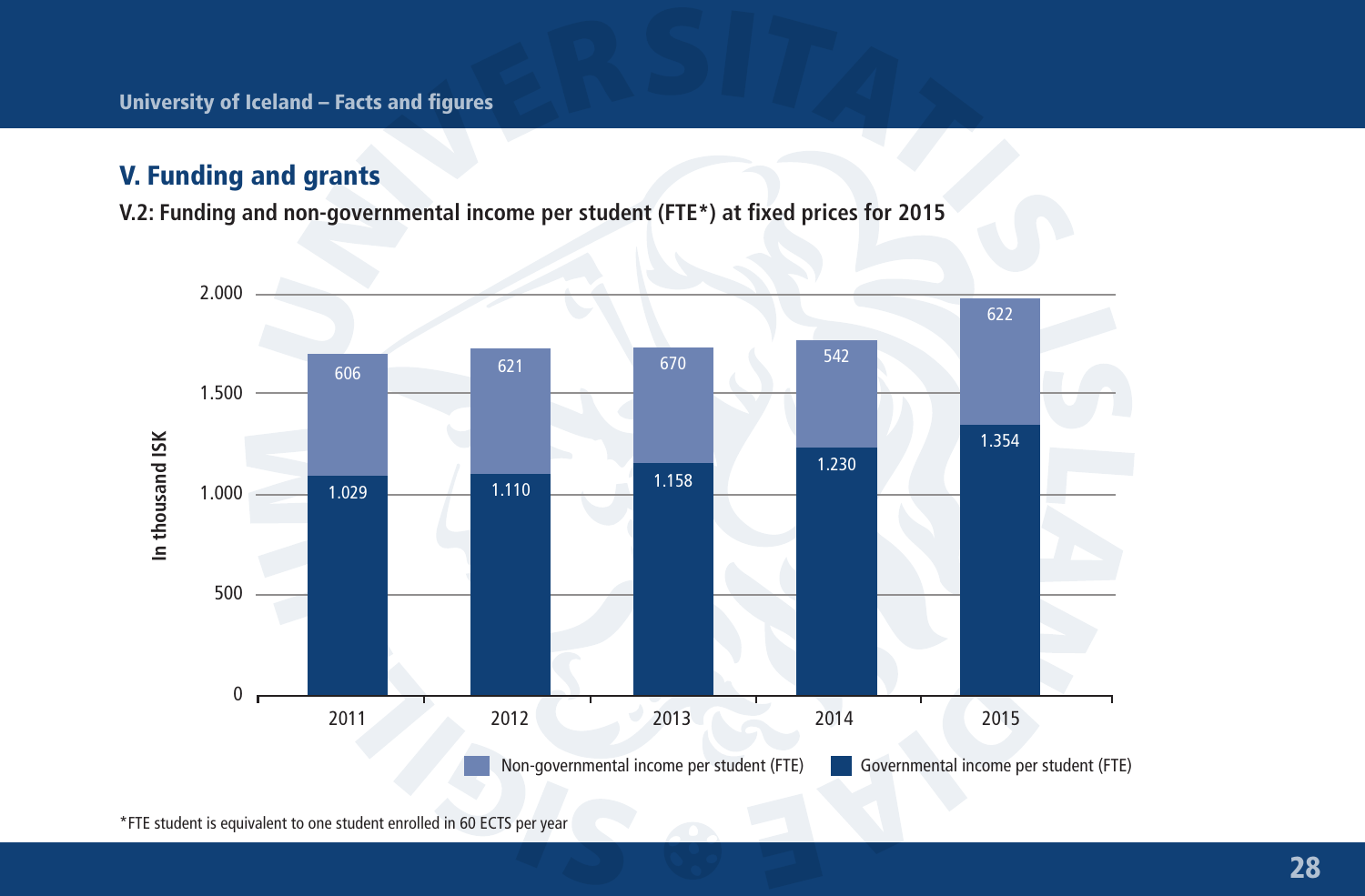## V. Funding and grants

**V.2: Funding and non-governmental income per student (FTE*) at fixed prices for 2015**

In thousand ISK

| Year | Governmental income per student (FTE) | Non-governmental income per student (FTE) |
|---|---|---|
| 2011 | 1.029 | 606 |
| 2012 | 1.110 | 621 |
| 2013 | 1.158 | 670 |
| 2014 | 1.230 | 542 |
| 2015 | 1.354 | 622 |

*FTE student is equivalent to one student enrolled in 60 ECTS per year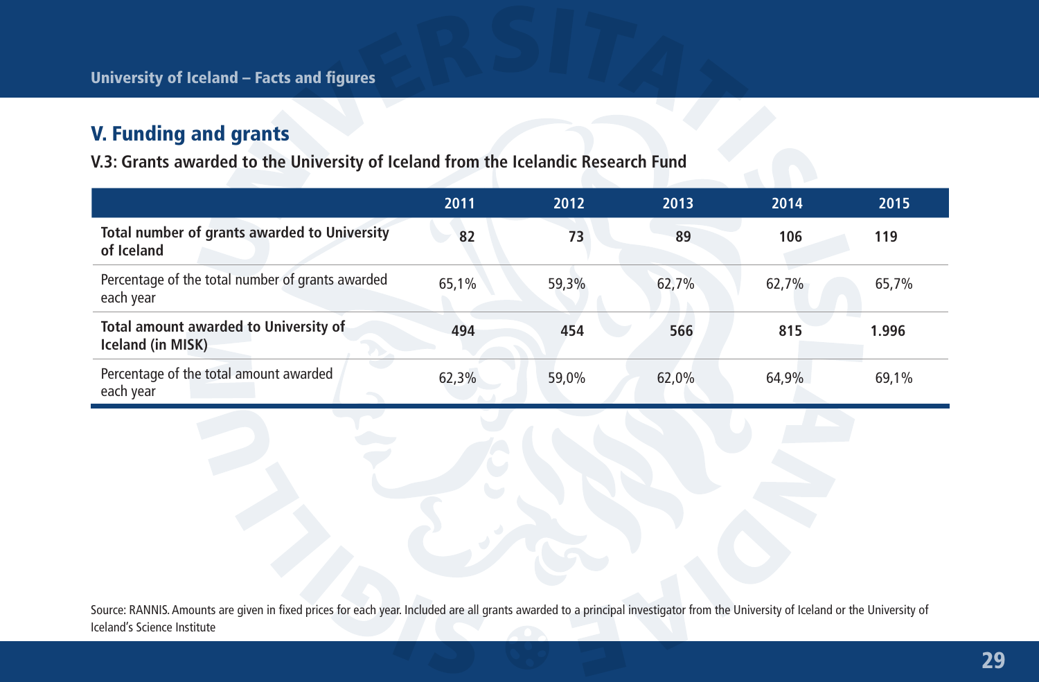## V. Funding and grants

### V.3: Grants awarded to the University of Iceland from the Icelandic Research Fund

| | 2011 | 2012 | 2013 | 2014 | 2015 |
|---|---|---|---|---|---|
| **Total number of grants awarded to University of Iceland** | **82** | **73** | **89** | **106** | **119** |
| Percentage of the total number of grants awarded each year | 65,1% | 59,3% | 62,7% | 62,7% | 65,7% |
| **Total amount awarded to University of Iceland (in MISK)** | **494** | **454** | **566** | **815** | **1.996** |
| Percentage of the total amount awarded each year | 62,3% | 59,0% | 62,0% | 64,9% | 69,1% |

Source: RANNIS. Amounts are given in fixed prices for each year. Included are all grants awarded to a principal investigator from the University of Iceland or the University of Iceland's Science Institute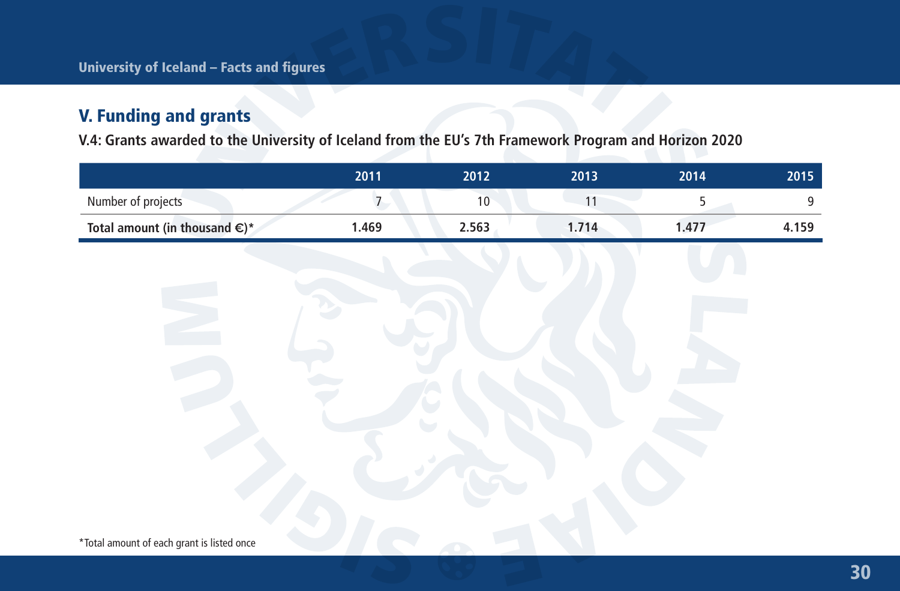## V. Funding and grants

### V.4: Grants awarded to the University of Iceland from the EU's 7th Framework Program and Horizon 2020

| | 2011 | 2012 | 2013 | 2014 | 2015 |
|---|---|---|---|---|---|
| Number of projects | 7 | 10 | 11 | 5 | 9 |
| **Total amount (in thousand €)*** | **1.469** | **2.563** | **1.714** | **1.477** | **4.159** |

*Total amount of each grant is listed once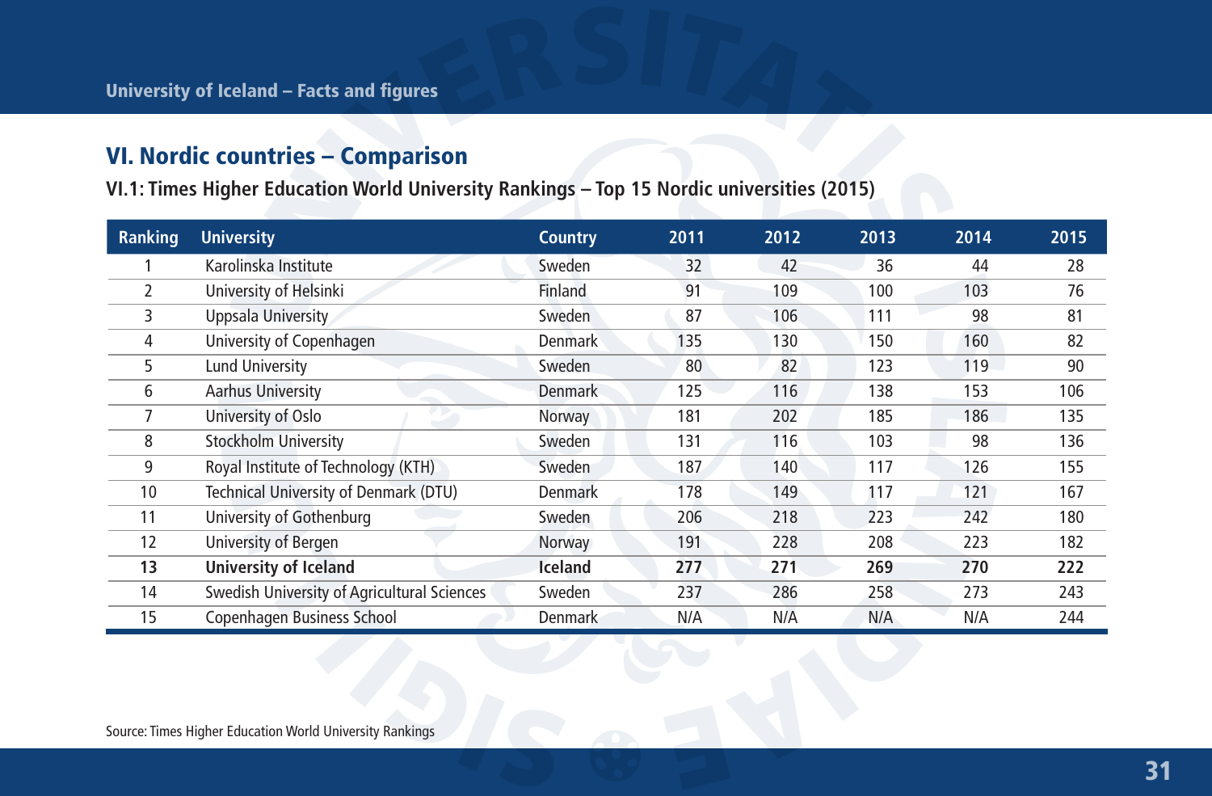## VI. Nordic countries – Comparison

### VI.1: Times Higher Education World University Rankings – Top 15 Nordic universities (2015)

| Ranking | University | Country | 2011 | 2012 | 2013 | 2014 | 2015 |
|---|---|---|---|---|---|---|---|
| 1 | Karolinska Institute | Sweden | 32 | 42 | 36 | 44 | 28 |
| 2 | University of Helsinki | Finland | 91 | 109 | 100 | 103 | 76 |
| 3 | Uppsala University | Sweden | 87 | 106 | 111 | 98 | 81 |
| 4 | University of Copenhagen | Denmark | 135 | 130 | 150 | 160 | 82 |
| 5 | Lund University | Sweden | 80 | 82 | 123 | 119 | 90 |
| 6 | Aarhus University | Denmark | 125 | 116 | 138 | 153 | 106 |
| 7 | University of Oslo | Norway | 181 | 202 | 185 | 186 | 135 |
| 8 | Stockholm University | Sweden | 131 | 116 | 103 | 98 | 136 |
| 9 | Royal Institute of Technology (KTH) | Sweden | 187 | 140 | 117 | 126 | 155 |
| 10 | Technical University of Denmark (DTU) | Denmark | 178 | 149 | 117 | 121 | 167 |
| 11 | University of Gothenburg | Sweden | 206 | 218 | 223 | 242 | 180 |
| 12 | University of Bergen | Norway | 191 | 228 | 208 | 223 | 182 |
| **13** | **University of Iceland** | **Iceland** | **277** | **271** | **269** | **270** | **222** |
| 14 | Swedish University of Agricultural Sciences | Sweden | 237 | 286 | 258 | 273 | 243 |
| 15 | Copenhagen Business School | Denmark | N/A | N/A | N/A | N/A | 244 |

Source: Times Higher Education World University Rankings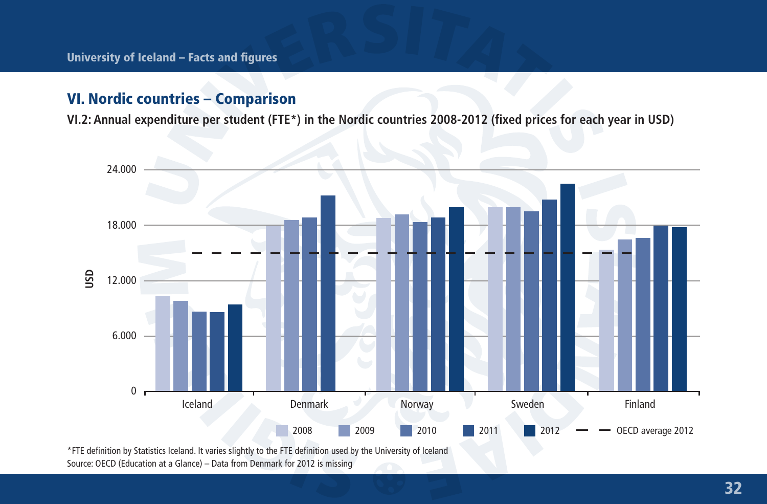## VI. Nordic countries – Comparison

**VI.2: Annual expenditure per student (FTE*) in the Nordic countries 2008-2012 (fixed prices for each year in USD)**

*FTE definition by Statistics Iceland. It varies slightly to the FTE definition used by the University of Iceland
Source: OECD (Education at a Glance) – Data from Denmark for 2012 is missing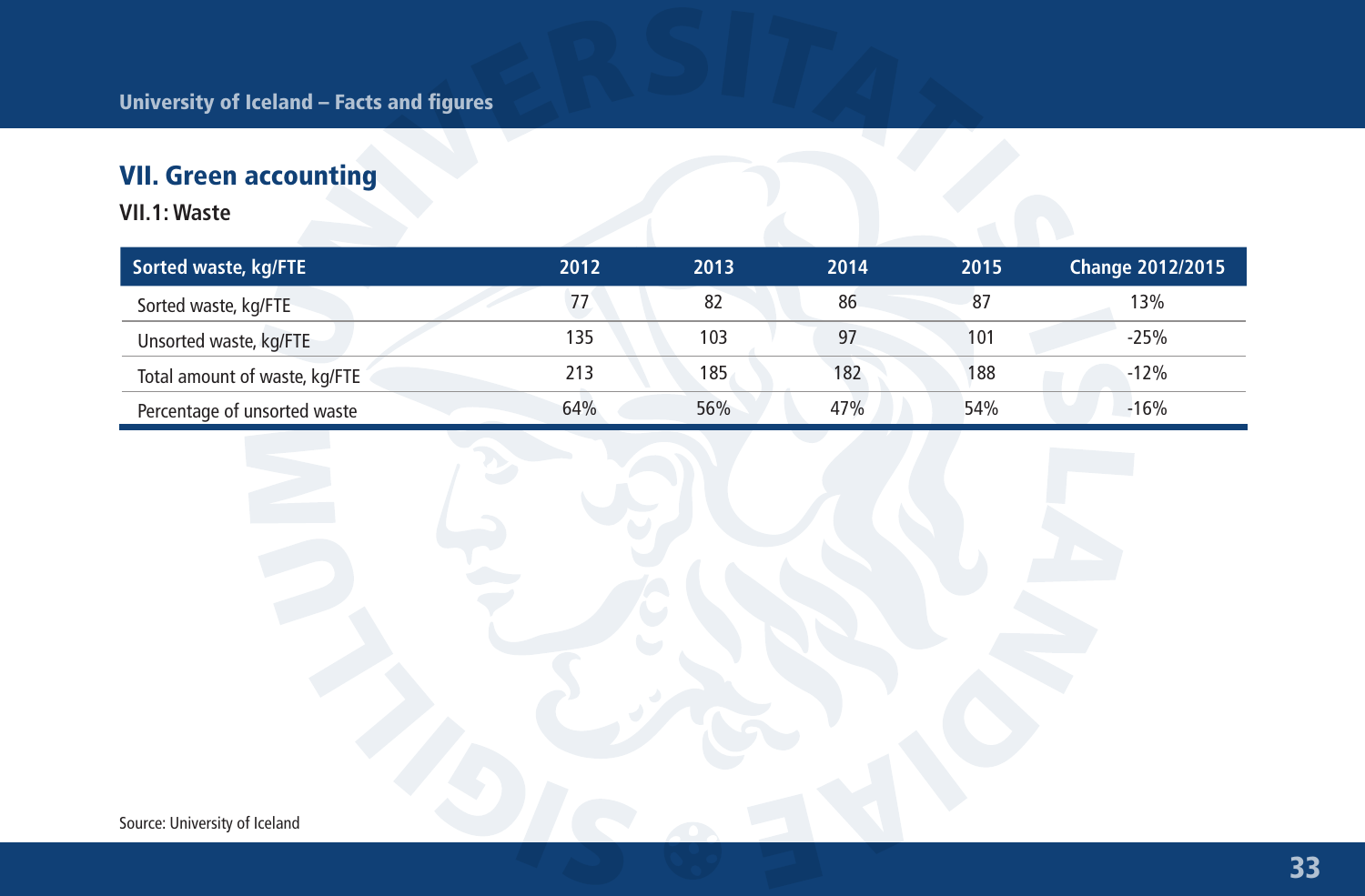# VII. Green accounting

## VII.1: Waste

| Sorted waste, kg/FTE | 2012 | 2013 | 2014 | 2015 | Change 2012/2015 |
|---|---|---|---|---|---|
| Sorted waste, kg/FTE | 77 | 82 | 86 | 87 | 13% |
| Unsorted waste, kg/FTE | 135 | 103 | 97 | 101 | -25% |
| Total amount of waste, kg/FTE | 213 | 185 | 182 | 188 | -12% |
| Percentage of unsorted waste | 64% | 56% | 47% | 54% | -16% |

Source: University of Iceland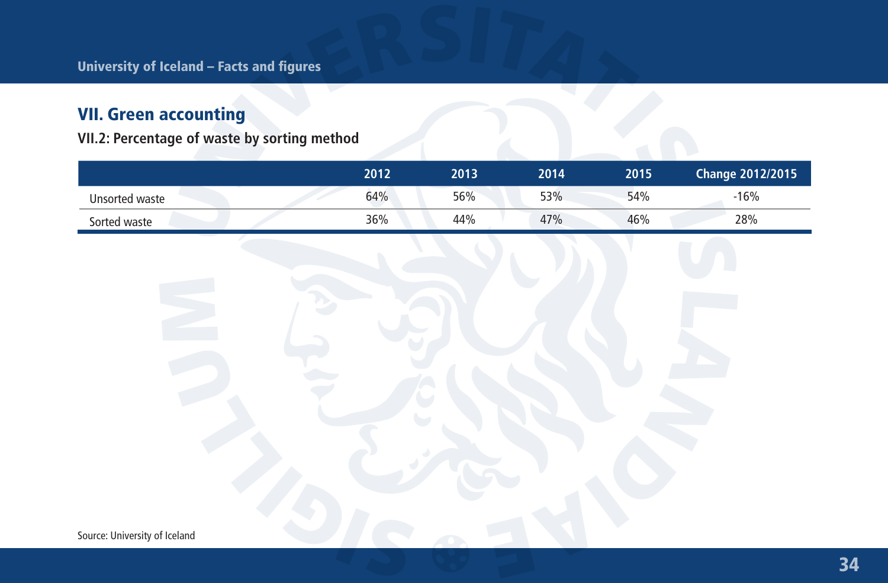## VII. Green accounting

### VII.2: Percentage of waste by sorting method

| | 2012 | 2013 | 2014 | 2015 | Change 2012/2015 |
|---|---|---|---|---|---|
| Unsorted waste | 64% | 56% | 53% | 54% | -16% |
| Sorted waste | 36% | 44% | 47% | 46% | 28% |

Source: University of Iceland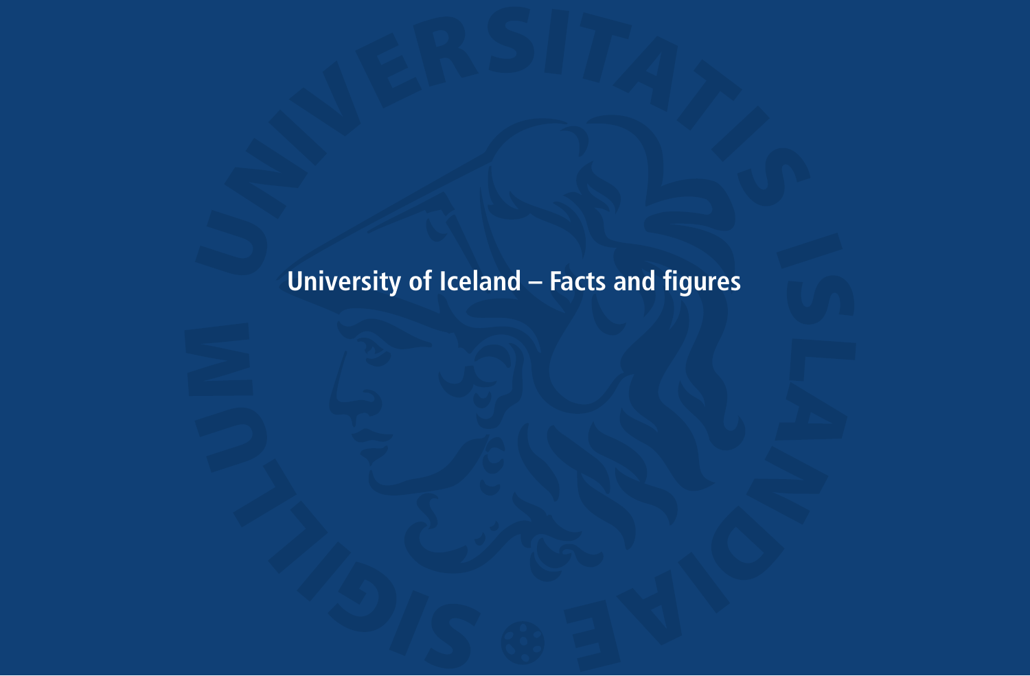University of Iceland – Facts and figures